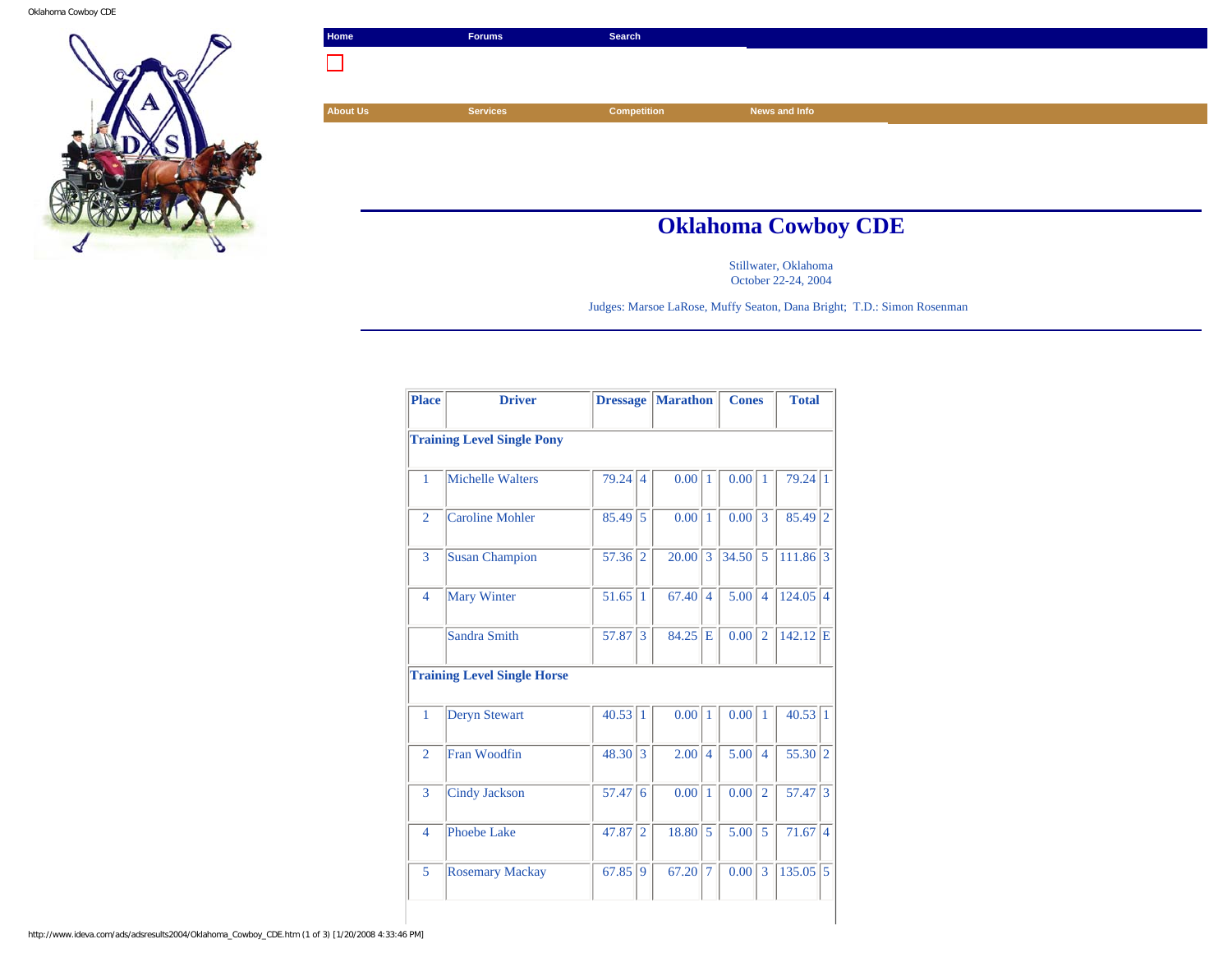Home | Forums | Search

About Us | Services | Competition | News and Info

# Oklahoma Cowboy CDE

Stillwater, Oklahoma
October 22-24, 2004

Judges: Marsoe LaRose, Muffy Seaton, Dana Bright; T.D.: Simon Rosenman

| Place | Driver | Dressage | | Marathon | | Cones | | Total | |
|---|---|---|---|---|---|---|---|---|---|
| **Training Level Single Pony** | | | | | | | | | |
| 1 | Michelle Walters | 79.24 | 4 | 0.00 | 1 | 0.00 | 1 | 79.24 | 1 |
| 2 | Caroline Mohler | 85.49 | 5 | 0.00 | 1 | 0.00 | 3 | 85.49 | 2 |
| 3 | Susan Champion | 57.36 | 2 | 20.00 | 3 | 34.50 | 5 | 111.86 | 3 |
| 4 | Mary Winter | 51.65 | 1 | 67.40 | 4 | 5.00 | 4 | 124.05 | 4 |
| | Sandra Smith | 57.87 | 3 | 84.25 | E | 0.00 | 2 | 142.12 | E |
| **Training Level Single Horse** | | | | | | | | | |
| 1 | Deryn Stewart | 40.53 | 1 | 0.00 | 1 | 0.00 | 1 | 40.53 | 1 |
| 2 | Fran Woodfin | 48.30 | 3 | 2.00 | 4 | 5.00 | 4 | 55.30 | 2 |
| 3 | Cindy Jackson | 57.47 | 6 | 0.00 | 1 | 0.00 | 2 | 57.47 | 3 |
| 4 | Phoebe Lake | 47.87 | 2 | 18.80 | 5 | 5.00 | 5 | 71.67 | 4 |
| 5 | Rosemary Mackay | 67.85 | 9 | 67.20 | 7 | 0.00 | 3 | 135.05 | 5 |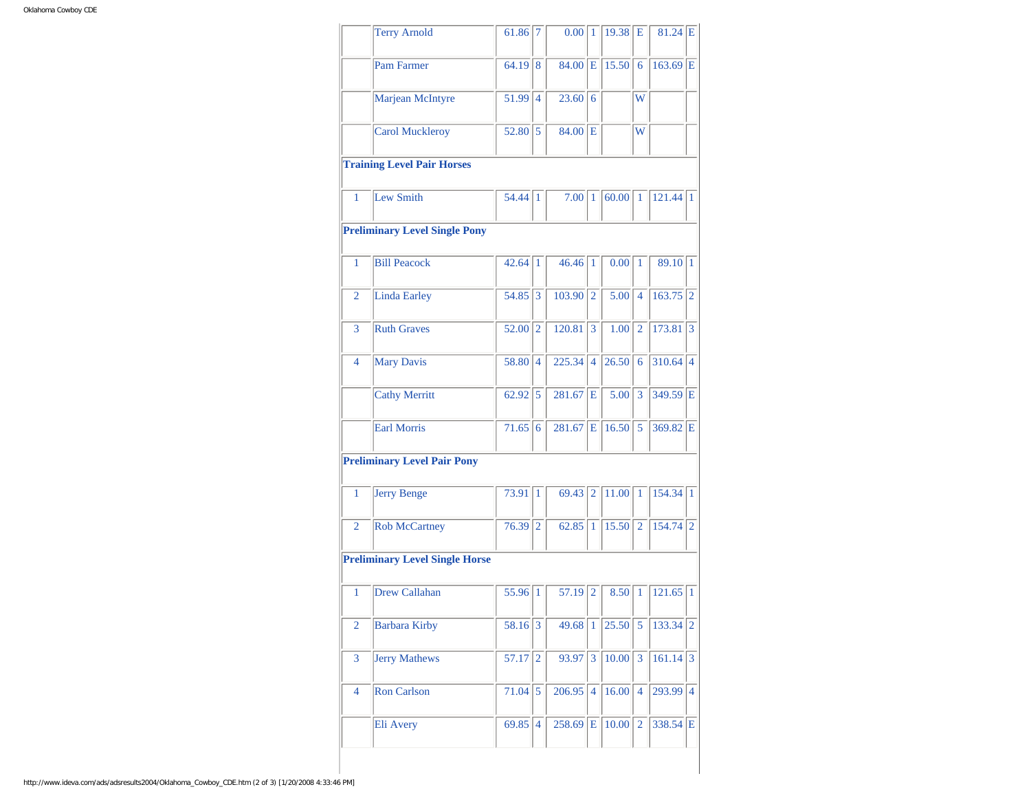| | | | | | | | | | |
|---|---|---|---|---|---|---|---|---|---|
| | Terry Arnold | 61.86 | 7 | 0.00 | 1 | 19.38 | E | 81.24 | E |
| | Pam Farmer | 64.19 | 8 | 84.00 | E | 15.50 | 6 | 163.69 | E |
| | Marjean McIntyre | 51.99 | 4 | 23.60 | 6 | | W | | |
| | Carol Muckleroy | 52.80 | 5 | 84.00 | E | | W | | |
| **Training Level Pair Horses** | | | | | | | | | |
| 1 | Lew Smith | 54.44 | 1 | 7.00 | 1 | 60.00 | 1 | 121.44 | 1 |
| **Preliminary Level Single Pony** | | | | | | | | | |
| 1 | Bill Peacock | 42.64 | 1 | 46.46 | 1 | 0.00 | 1 | 89.10 | 1 |
| 2 | Linda Earley | 54.85 | 3 | 103.90 | 2 | 5.00 | 4 | 163.75 | 2 |
| 3 | Ruth Graves | 52.00 | 2 | 120.81 | 3 | 1.00 | 2 | 173.81 | 3 |
| 4 | Mary Davis | 58.80 | 4 | 225.34 | 4 | 26.50 | 6 | 310.64 | 4 |
| | Cathy Merritt | 62.92 | 5 | 281.67 | E | 5.00 | 3 | 349.59 | E |
| | Earl Morris | 71.65 | 6 | 281.67 | E | 16.50 | 5 | 369.82 | E |
| **Preliminary Level Pair Pony** | | | | | | | | | |
| 1 | Jerry Benge | 73.91 | 1 | 69.43 | 2 | 11.00 | 1 | 154.34 | 1 |
| 2 | Rob McCartney | 76.39 | 2 | 62.85 | 1 | 15.50 | 2 | 154.74 | 2 |
| **Preliminary Level Single Horse** | | | | | | | | | |
| 1 | Drew Callahan | 55.96 | 1 | 57.19 | 2 | 8.50 | 1 | 121.65 | 1 |
| 2 | Barbara Kirby | 58.16 | 3 | 49.68 | 1 | 25.50 | 5 | 133.34 | 2 |
| 3 | Jerry Mathews | 57.17 | 2 | 93.97 | 3 | 10.00 | 3 | 161.14 | 3 |
| 4 | Ron Carlson | 71.04 | 5 | 206.95 | 4 | 16.00 | 4 | 293.99 | 4 |
| | Eli Avery | 69.85 | 4 | 258.69 | E | 10.00 | 2 | 338.54 | E |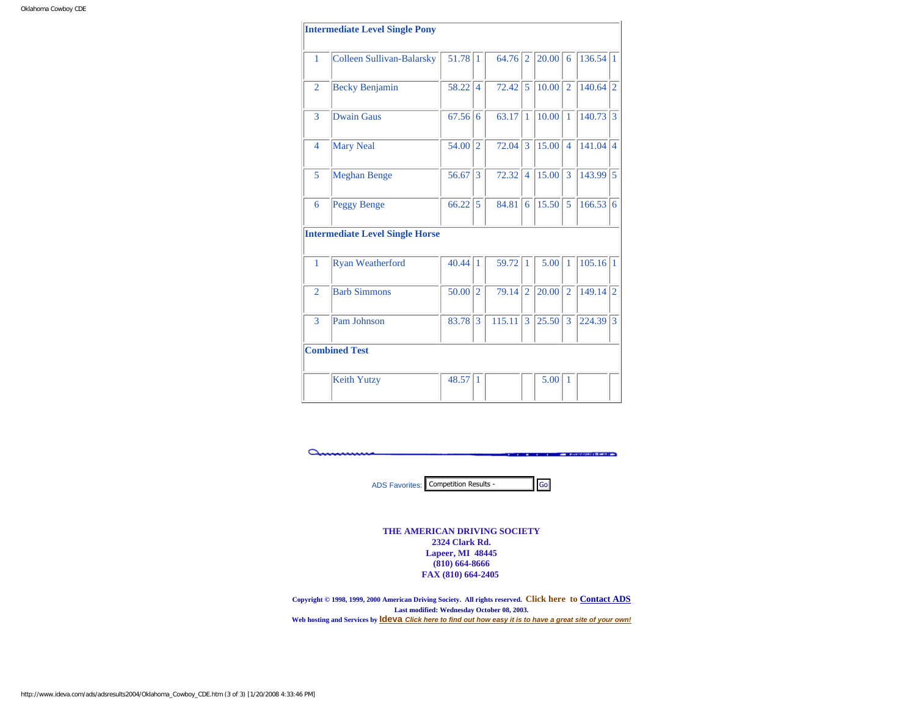| | | | | | | | | | |
|---|---|---|---|---|---|---|---|---|---|
| **Intermediate Level Single Pony** | | | | | | | | | |
| 1 | Colleen Sullivan-Balarsky | 51.78 | 1 | 64.76 | 2 | 20.00 | 6 | 136.54 | 1 |
| 2 | Becky Benjamin | 58.22 | 4 | 72.42 | 5 | 10.00 | 2 | 140.64 | 2 |
| 3 | Dwain Gaus | 67.56 | 6 | 63.17 | 1 | 10.00 | 1 | 140.73 | 3 |
| 4 | Mary Neal | 54.00 | 2 | 72.04 | 3 | 15.00 | 4 | 141.04 | 4 |
| 5 | Meghan Benge | 56.67 | 3 | 72.32 | 4 | 15.00 | 3 | 143.99 | 5 |
| 6 | Peggy Benge | 66.22 | 5 | 84.81 | 6 | 15.50 | 5 | 166.53 | 6 |
| **Intermediate Level Single Horse** | | | | | | | | | |
| 1 | Ryan Weatherford | 40.44 | 1 | 59.72 | 1 | 5.00 | 1 | 105.16 | 1 |
| 2 | Barb Simmons | 50.00 | 2 | 79.14 | 2 | 20.00 | 2 | 149.14 | 2 |
| 3 | Pam Johnson | 83.78 | 3 | 115.11 | 3 | 25.50 | 3 | 224.39 | 3 |
| **Combined Test** | | | | | | | | | |
| | Keith Yutzy | 48.57 | 1 | | | 5.00 | 1 | | |

ADS Favorites: Competition Results - Go

**THE AMERICAN DRIVING SOCIETY**
**2324 Clark Rd.**
**Lapeer, MI 48445**
**(810) 664-8666**
**FAX (810) 664-2405**

**Copyright © 1998, 1999, 2000 American Driving Society. All rights reserved.** **Click here to Contact ADS**
**Last modified: Wednesday October 08, 2003.**
**Web hosting and Services by Ideva** ***Click here to find out how easy it is to have a great site of your own!***